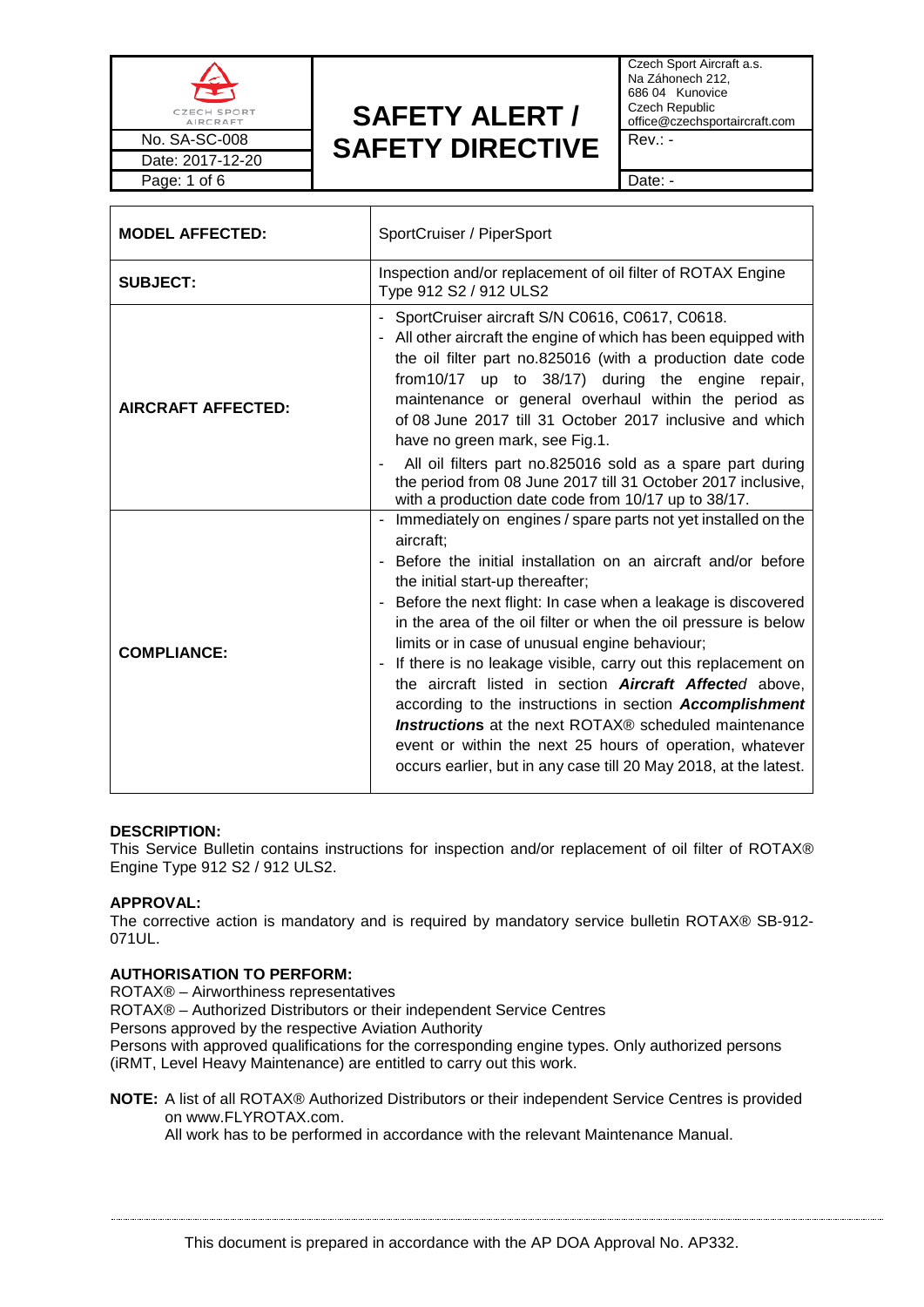# SAFETY ALERT / SAFETY DIRECTIVE

No. SA-SC-008
Date: 2017-12-20

Czech Sport Aircraft a.s.
Na Záhonech 212,
686 04 Kunovice
Czech Republic
office@czechsportaircraft.com

Rev.: -
Date: -

| | |
|---|---|
| **MODEL AFFECTED:** | SportCruiser / PiperSport |
| **SUBJECT:** | Inspection and/or replacement of oil filter of ROTAX Engine Type 912 S2 / 912 ULS2 |
| **AIRCRAFT AFFECTED:** | - SportCruiser aircraft S/N C0616, C0617, C0618.<br>- All other aircraft the engine of which has been equipped with the oil filter part no.825016 (with a production date code from10/17 up to 38/17) during the engine repair, maintenance or general overhaul within the period as of 08 June 2017 till 31 October 2017 inclusive and which have no green mark, see Fig.1.<br>- All oil filters part no.825016 sold as a spare part during the period from 08 June 2017 till 31 October 2017 inclusive, with a production date code from 10/17 up to 38/17. |
| **COMPLIANCE:** | - Immediately on engines / spare parts not yet installed on the aircraft;<br>- Before the initial installation on an aircraft and/or before the initial start-up thereafter;<br>- Before the next flight: In case when a leakage is discovered in the area of the oil filter or when the oil pressure is below limits or in case of unusual engine behaviour;<br>- If there is no leakage visible, carry out this replacement on the aircraft listed in section ***Aircraft Affecte***d above, according to the instructions in section ***Accomplishment Instructions*** at the next ROTAX® scheduled maintenance event or within the next 25 hours of operation, whatever occurs earlier, but in any case till 20 May 2018, at the latest. |

**DESCRIPTION:**
This Service Bulletin contains instructions for inspection and/or replacement of oil filter of ROTAX® Engine Type 912 S2 / 912 ULS2.

**APPROVAL:**
The corrective action is mandatory and is required by mandatory service bulletin ROTAX® SB-912-071UL.

**AUTHORISATION TO PERFORM:**
ROTAX® – Airworthiness representatives
ROTAX® – Authorized Distributors or their independent Service Centres
Persons approved by the respective Aviation Authority
Persons with approved qualifications for the corresponding engine types. Only authorized persons (iRMT, Level Heavy Maintenance) are entitled to carry out this work.

**NOTE:** A list of all ROTAX® Authorized Distributors or their independent Service Centres is provided on www.FLYROTAX.com.
All work has to be performed in accordance with the relevant Maintenance Manual.

This document is prepared in accordance with the AP DOA Approval No. AP332.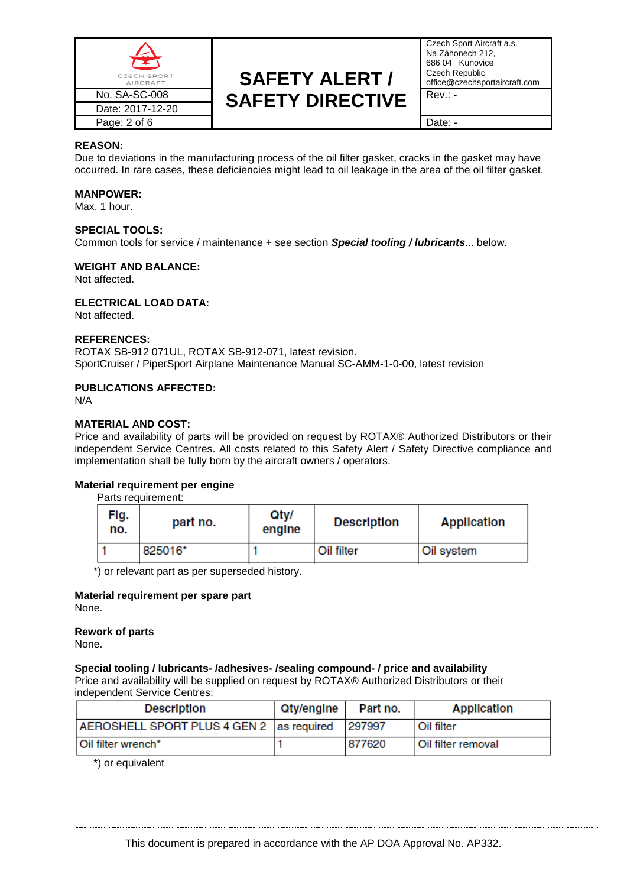**REASON:**
Due to deviations in the manufacturing process of the oil filter gasket, cracks in the gasket may have occurred. In rare cases, these deficiencies might lead to oil leakage in the area of the oil filter gasket.

**MANPOWER:**
Max. 1 hour.

**SPECIAL TOOLS:**
Common tools for service / maintenance + see section ***Special tooling / lubricants***... below.

**WEIGHT AND BALANCE:**
Not affected.

**ELECTRICAL LOAD DATA:**
Not affected.

**REFERENCES:**
ROTAX SB-912 071UL, ROTAX SB-912-071, latest revision.
SportCruiser / PiperSport Airplane Maintenance Manual SC-AMM-1-0-00, latest revision

**PUBLICATIONS AFFECTED:**
N/A

**MATERIAL AND COST:**
Price and availability of parts will be provided on request by ROTAX® Authorized Distributors or their independent Service Centres. All costs related to this Safety Alert / Safety Directive compliance and implementation shall be fully born by the aircraft owners / operators.

**Material requirement per engine**

Parts requirement:

| Fig. no. | part no. | Qty/ engine | Description | Application |
|---|---|---|---|---|
| 1 | 825016* | 1 | Oil filter | Oil system |

*) or relevant part as per superseded history.

**Material requirement per spare part**
None.

**Rework of parts**
None.

**Special tooling / lubricants- /adhesives- /sealing compound- / price and availability**
Price and availability will be supplied on request by ROTAX® Authorized Distributors or their independent Service Centres:

| Description | Qty/engine | Part no. | Application |
|---|---|---|---|
| AEROSHELL SPORT PLUS 4 GEN 2 | as required | 297997 | Oil filter |
| Oil filter wrench* | 1 | 877620 | Oil filter removal |

*) or equivalent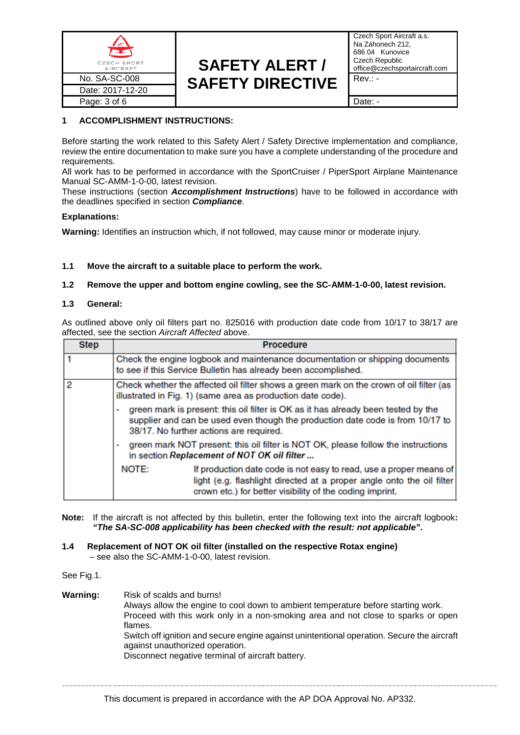## 1 ACCOMPLISHMENT INSTRUCTIONS:

Before starting the work related to this Safety Alert / Safety Directive implementation and compliance, review the entire documentation to make sure you have a complete understanding of the procedure and requirements.
All work has to be performed in accordance with the SportCruiser / PiperSport Airplane Maintenance Manual SC-AMM-1-0-00, latest revision.
These instructions (section ***Accomplishment Instructions***) have to be followed in accordance with the deadlines specified in section ***Compliance***.

**Explanations:**

**Warning:** Identifies an instruction which, if not followed, may cause minor or moderate injury.

### 1.1 Move the aircraft to a suitable place to perform the work.

### 1.2 Remove the upper and bottom engine cowling, see the SC-AMM-1-0-00, latest revision.

### 1.3 General:

As outlined above only oil filters part no. 825016 with production date code from 10/17 to 38/17 are affected, see the section *Aircraft Affected* above.

| Step | Procedure |
|---|---|
| 1 | Check the engine logbook and maintenance documentation or shipping documents to see if this Service Bulletin has already been accomplished. |
| 2 | Check whether the affected oil filter shows a green mark on the crown of oil filter (as illustrated in Fig. 1) (same area as production date code).<br>- green mark is present: this oil filter is OK as it has already been tested by the supplier and can be used even though the production date code is from 10/17 to 38/17. No further actions are required.<br>- green mark NOT present: this oil filter is NOT OK, please follow the instructions in section ***Replacement of NOT OK oil filter ...***<br>NOTE: If production date code is not easy to read, use a proper means of light (e.g. flashlight directed at a proper angle onto the oil filter crown etc.) for better visibility of the coding imprint. |

**Note:** If the aircraft is not affected by this bulletin, enter the following text into the aircraft logbook**:** ***"The SA-SC-008 applicability has been checked with the result: not applicable"*.**

### 1.4 Replacement of NOT OK oil filter (installed on the respective Rotax engine)

– see also the SC-AMM-1-0-00, latest revision.

See Fig.1.

**Warning:** Risk of scalds and burns!
Always allow the engine to cool down to ambient temperature before starting work.
Proceed with this work only in a non-smoking area and not close to sparks or open flames.
Switch off ignition and secure engine against unintentional operation. Secure the aircraft against unauthorized operation.
Disconnect negative terminal of aircraft battery.

This document is prepared in accordance with the AP DOA Approval No. AP332.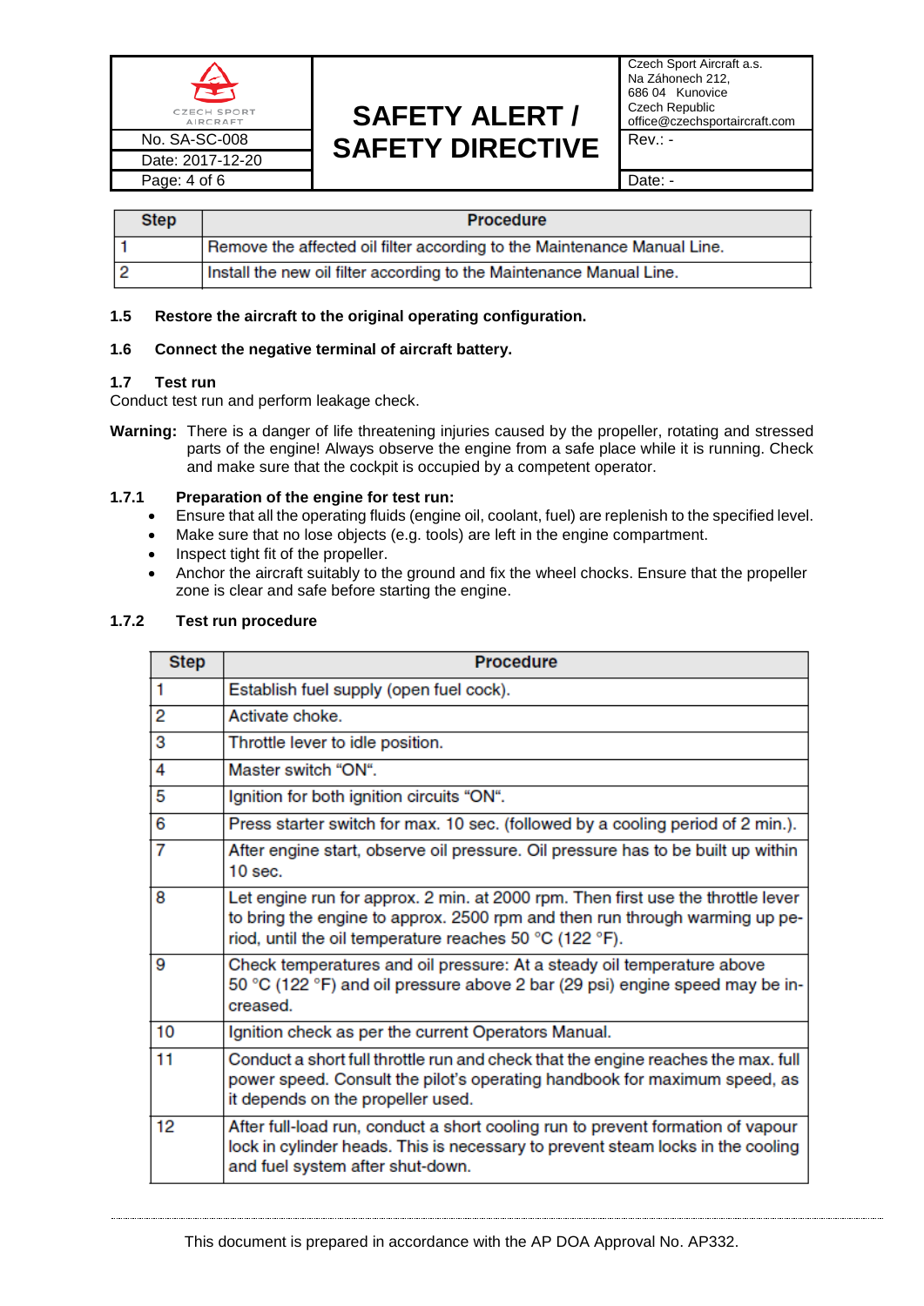| Step | Procedure |
|---|---|
| 1 | Remove the affected oil filter according to the Maintenance Manual Line. |
| 2 | Install the new oil filter according to the Maintenance Manual Line. |

**1.5 Restore the aircraft to the original operating configuration.**

**1.6 Connect the negative terminal of aircraft battery.**

**1.7 Test run**

Conduct test run and perform leakage check.

**Warning:** There is a danger of life threatening injuries caused by the propeller, rotating and stressed parts of the engine! Always observe the engine from a safe place while it is running. Check and make sure that the cockpit is occupied by a competent operator.

**1.7.1 Preparation of the engine for test run:**

- Ensure that all the operating fluids (engine oil, coolant, fuel) are replenish to the specified level.
- Make sure that no lose objects (e.g. tools) are left in the engine compartment.
- Inspect tight fit of the propeller.
- Anchor the aircraft suitably to the ground and fix the wheel chocks. Ensure that the propeller zone is clear and safe before starting the engine.

**1.7.2 Test run procedure**

| Step | Procedure |
|---|---|
| 1 | Establish fuel supply (open fuel cock). |
| 2 | Activate choke. |
| 3 | Throttle lever to idle position. |
| 4 | Master switch "ON". |
| 5 | Ignition for both ignition circuits "ON". |
| 6 | Press starter switch for max. 10 sec. (followed by a cooling period of 2 min.). |
| 7 | After engine start, observe oil pressure. Oil pressure has to be built up within 10 sec. |
| 8 | Let engine run for approx. 2 min. at 2000 rpm. Then first use the throttle lever to bring the engine to approx. 2500 rpm and then run through warming up period, until the oil temperature reaches 50 °C (122 °F). |
| 9 | Check temperatures and oil pressure: At a steady oil temperature above 50 °C (122 °F) and oil pressure above 2 bar (29 psi) engine speed may be increased. |
| 10 | Ignition check as per the current Operators Manual. |
| 11 | Conduct a short full throttle run and check that the engine reaches the max. full power speed. Consult the pilot's operating handbook for maximum speed, as it depends on the propeller used. |
| 12 | After full-load run, conduct a short cooling run to prevent formation of vapour lock in cylinder heads. This is necessary to prevent steam locks in the cooling and fuel system after shut-down. |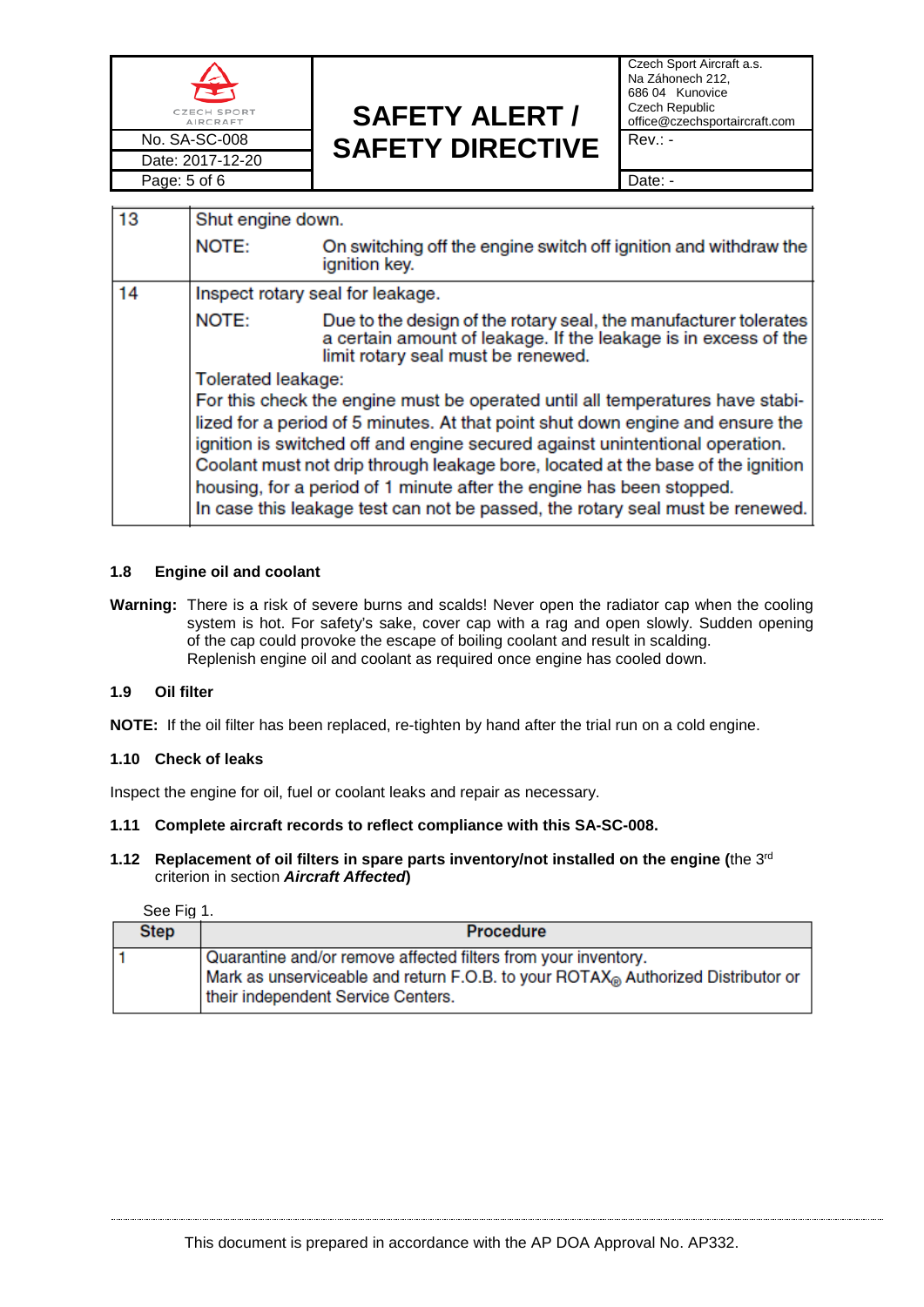| | |
|---|---|
| 13 | Shut engine down.<br>NOTE: On switching off the engine switch off ignition and withdraw the ignition key. |
| 14 | Inspect rotary seal for leakage.<br>NOTE: Due to the design of the rotary seal, the manufacturer tolerates a certain amount of leakage. If the leakage is in excess of the limit rotary seal must be renewed.<br>Tolerated leakage:<br>For this check the engine must be operated until all temperatures have stabilized for a period of 5 minutes. At that point shut down engine and ensure the ignition is switched off and engine secured against unintentional operation. Coolant must not drip through leakage bore, located at the base of the ignition housing, for a period of 1 minute after the engine has been stopped.<br>In case this leakage test can not be passed, the rotary seal must be renewed. |

### 1.8 Engine oil and coolant

**Warning:** There is a risk of severe burns and scalds! Never open the radiator cap when the cooling system is hot. For safety's sake, cover cap with a rag and open slowly. Sudden opening of the cap could provoke the escape of boiling coolant and result in scalding.
Replenish engine oil and coolant as required once engine has cooled down.

### 1.9 Oil filter

**NOTE:** If the oil filter has been replaced, re-tighten by hand after the trial run on a cold engine.

### 1.10 Check of leaks

Inspect the engine for oil, fuel or coolant leaks and repair as necessary.

### 1.11 Complete aircraft records to reflect compliance with this SA-SC-008.

### 1.12 Replacement of oil filters in spare parts inventory/not installed on the engine (the 3rd criterion in section *Aircraft Affected*)

See Fig 1.

| Step | Procedure |
|---|---|
| 1 | Quarantine and/or remove affected filters from your inventory.<br>Mark as unserviceable and return F.O.B. to your ROTAX® Authorized Distributor or their independent Service Centers. |

This document is prepared in accordance with the AP DOA Approval No. AP332.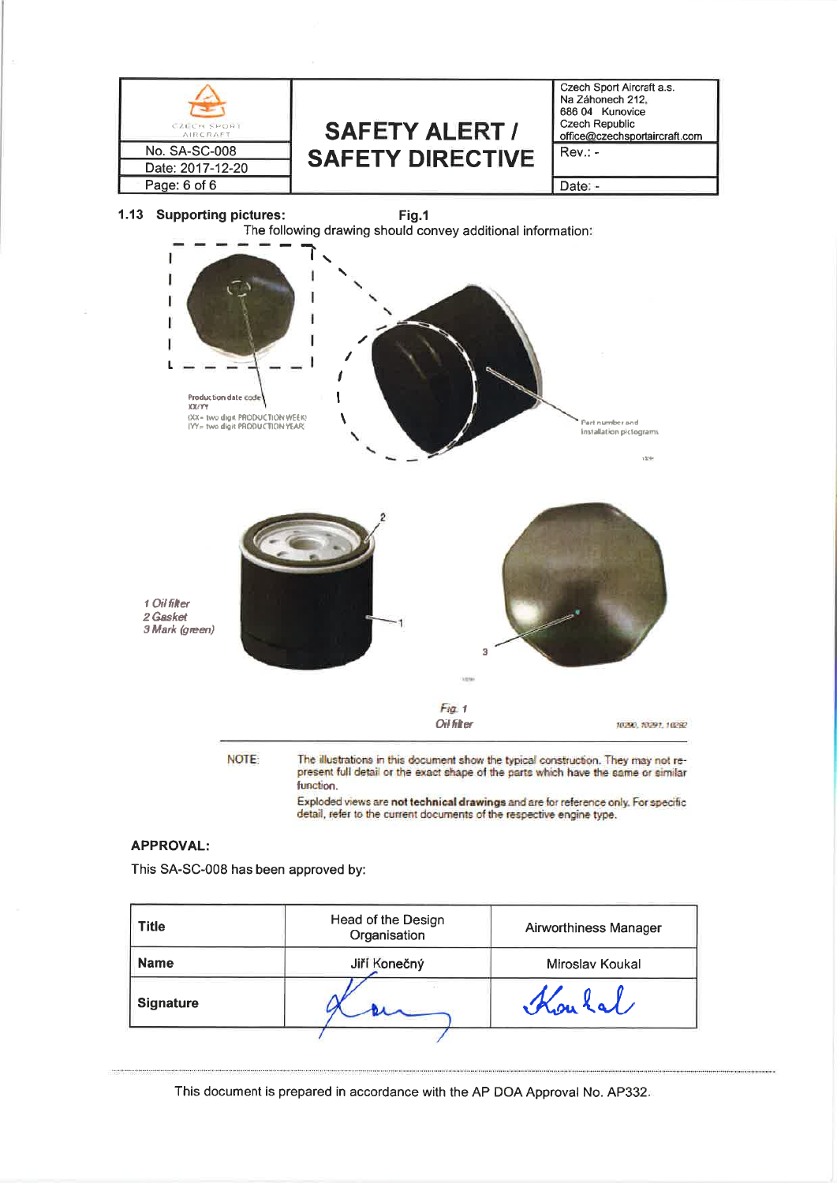### 1.13 Supporting pictures:

**Fig.1**

The following drawing should convey additional information:

Production date code
XX/YY
(XX= two digit PRODUCTION WEEK)
(YY= two digit PRODUCTION YEAR)

Part number and
Installation pictogram

*1 Oil filter*
*2 Gasket*
*3 Mark (green)*

*Fig. 1*
*Oil filter*

*10290, 10291, 10292*

NOTE: The illustrations in this document show the typical construction. They may not represent full detail or the exact shape of the parts which have the same or similar function.

Exploded views are **not technical drawings** and are for reference only. For specific detail, refer to the current documents of the respective engine type.

**APPROVAL:**

This SA-SC-008 has been approved by:

| | | |
|---|---|---|
| **Title** | Head of the Design Organisation | Airworthiness Manager |
| **Name** | Jiří Konečný | Miroslav Koukal |
| **Signature** | | |

This document is prepared in accordance with the AP DOA Approval No. AP332.